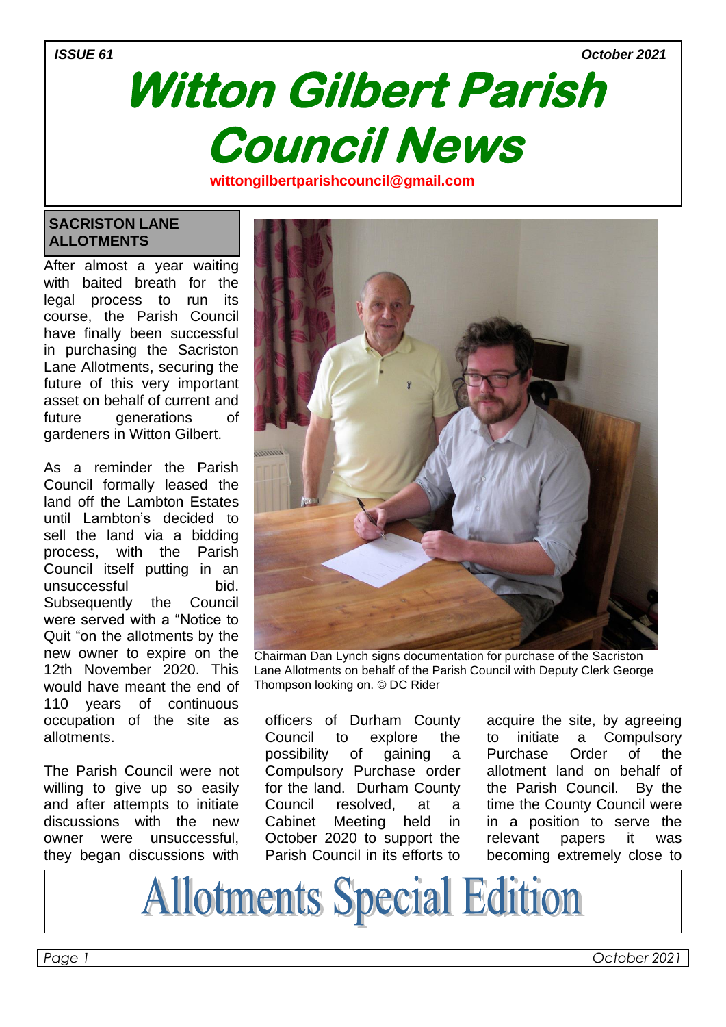ISSUE 61 October 2021

# Witton Gilbert Parish Council News

wittongilbertparishcouncil@gmail.com

## SACRISTON LANE ALLOTMENTS

After almost a year waiting with baited breath for the legal process to run its course, the Parish Council have finally been successful in purchasing the Sacriston Lane Allotments, securing the future of this very important asset on behalf of current and future generations of gardeners in Witton Gilbert.

As a reminder the Parish Council formally leased the land off the Lambton Estates until Lambton's decided to sell the land via a bidding process, with the Parish Council itself putting in an unsuccessful bid. Subsequently the Council were served with a "Notice to Quit "on the allotments by the new owner to expire on the 12th November 2020. This would have meant the end of 110 years of continuous occupation of the site as allotments.

Chairman Dan Lynch signs documentation for purchase of the Sacriston Lane Allotments on behalf of the Parish Council with Deputy Clerk George Thompson looking on. © DC Rider

The Parish Council were not willing to give up so easily and after attempts to initiate discussions with the new owner were unsuccessful, they began discussions with officers of Durham County Council to explore the possibility of gaining a Compulsory Purchase order for the land. Durham County Council resolved, at a Cabinet Meeting held in October 2020 to support the Parish Council in its efforts to acquire the site, by agreeing to initiate a Compulsory Purchase Order of the allotment land on behalf of the Parish Council. By the time the County Council were in a position to serve the relevant papers it was becoming extremely close to

# Allotments Special Edition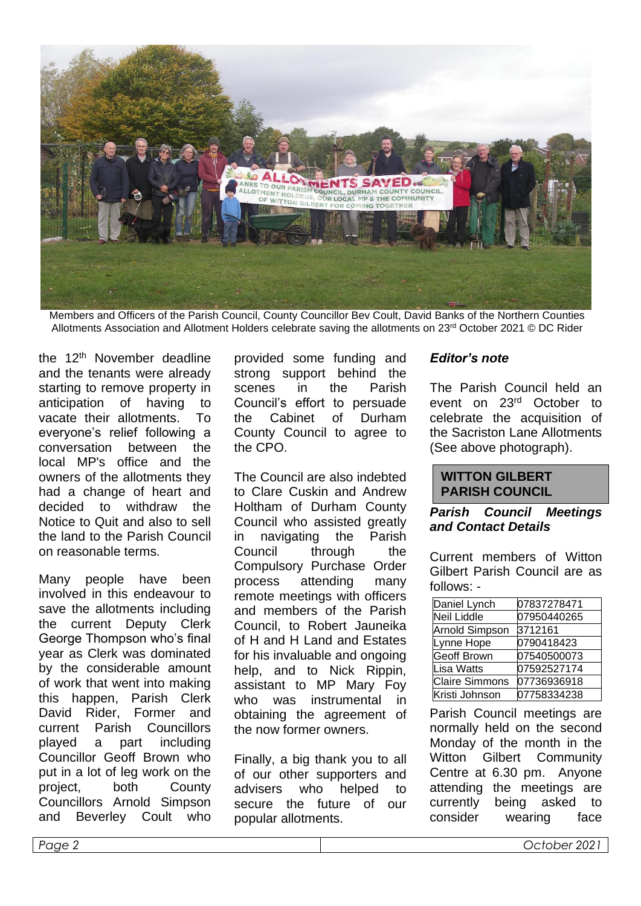Members and Officers of the Parish Council, County Councillor Bev Coult, David Banks of the Northern Counties Allotments Association and Allotment Holders celebrate saving the allotments on 23rd October 2021 © DC Rider

the 12th November deadline and the tenants were already starting to remove property in anticipation of having to vacate their allotments. To everyone's relief following a conversation between the local MP's office and the owners of the allotments they had a change of heart and decided to withdraw the Notice to Quit and also to sell the land to the Parish Council on reasonable terms.

Many people have been involved in this endeavour to save the allotments including the current Deputy Clerk George Thompson who's final year as Clerk was dominated by the considerable amount of work that went into making this happen, Parish Clerk David Rider, Former and current Parish Councillors played a part including Councillor Geoff Brown who put in a lot of leg work on the project, both County Councillors Arnold Simpson and Beverley Coult who provided some funding and strong support behind the scenes in the Parish Council's effort to persuade the Cabinet of Durham County Council to agree to the CPO.

The Council are also indebted to Clare Cuskin and Andrew Holtham of Durham County Council who assisted greatly in navigating the Parish Council through the Compulsory Purchase Order process attending many remote meetings with officers and members of the Parish Council, to Robert Jauneika of H and H Land and Estates for his invaluable and ongoing help, and to Nick Rippin, assistant to MP Mary Foy who was instrumental in obtaining the agreement of the now former owners.

Finally, a big thank you to all of our other supporters and advisers who helped to secure the future of our popular allotments.

***Editor's note***

The Parish Council held an event on 23rd October to celebrate the acquisition of the Sacriston Lane Allotments (See above photograph).

## WITTON GILBERT PARISH COUNCIL

***Parish Council Meetings and Contact Details***

Current members of Witton Gilbert Parish Council are as follows: -

| | |
|---|---|
| Daniel Lynch | 07837278471 |
| Neil Liddle | 07950440265 |
| Arnold Simpson | 3712161 |
| Lynne Hope | 0790418423 |
| Geoff Brown | 07540500073 |
| Lisa Watts | 07592527174 |
| Claire Simmons | 07736936918 |
| Kristi Johnson | 07758334238 |

Parish Council meetings are normally held on the second Monday of the month in the Witton Gilbert Community Centre at 6.30 pm. Anyone attending the meetings are currently being asked to consider wearing face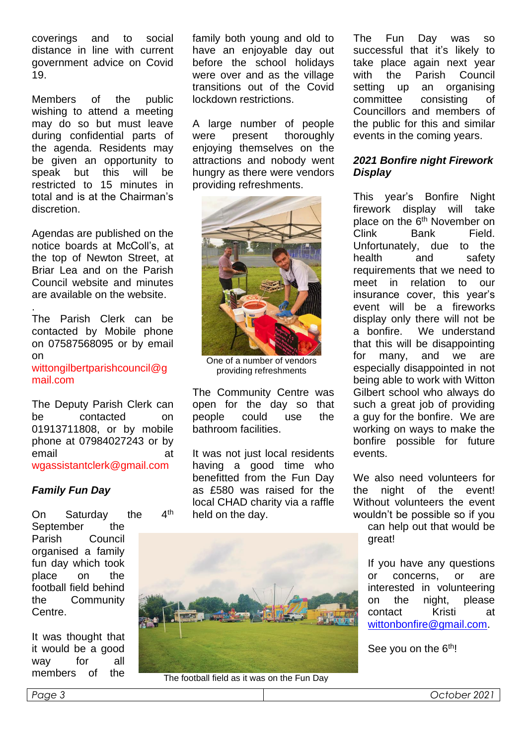coverings and to social distance in line with current government advice on Covid 19.

Members of the public wishing to attend a meeting may do so but must leave during confidential parts of the agenda. Residents may be given an opportunity to speak but this will be restricted to 15 minutes in total and is at the Chairman's discretion.

Agendas are published on the notice boards at McColl's, at the top of Newton Street, at Briar Lea and on the Parish Council website and minutes are available on the website.

The Parish Clerk can be contacted by Mobile phone on 07587568095 or by email on wittongilbertparishcouncil@gmail.com

The Deputy Parish Clerk can be contacted on 01913711808, or by mobile phone at 07984027243 or by email at wgassistantclerk@gmail.com

### *Family Fun Day*

On Saturday the 4th September the Parish Council organised a family fun day which took place on the football field behind the Community Centre.

It was thought that it would be a good way for all members of the family both young and old to have an enjoyable day out before the school holidays were over and as the village transitions out of the Covid lockdown restrictions.

A large number of people were present thoroughly enjoying themselves on the attractions and nobody went hungry as there were vendors providing refreshments.

One of a number of vendors providing refreshments

The Community Centre was open for the day so that people could use the bathroom facilities.

It was not just local residents having a good time who benefitted from the Fun Day as £580 was raised for the local CHAD charity via a raffle held on the day.

The football field as it was on the Fun Day

The Fun Day was so successful that it's likely to take place again next year with the Parish Council setting up an organising committee consisting of Councillors and members of the public for this and similar events in the coming years.

### *2021 Bonfire night Firework Display*

This year's Bonfire Night firework display will take place on the 6th November on Clink Bank Field. Unfortunately, due to the health and safety requirements that we need to meet in relation to our insurance cover, this year's event will be a fireworks display only there will not be a bonfire. We understand that this will be disappointing for many, and we are especially disappointed in not being able to work with Witton Gilbert school who always do such a great job of providing a guy for the bonfire. We are working on ways to make the bonfire possible for future events.

We also need volunteers for the night of the event! Without volunteers the event wouldn't be possible so if you can help out that would be great!

If you have any questions or concerns, or are interested in volunteering on the night, please contact Kristi at wittonbonfire@gmail.com.

See you on the 6th!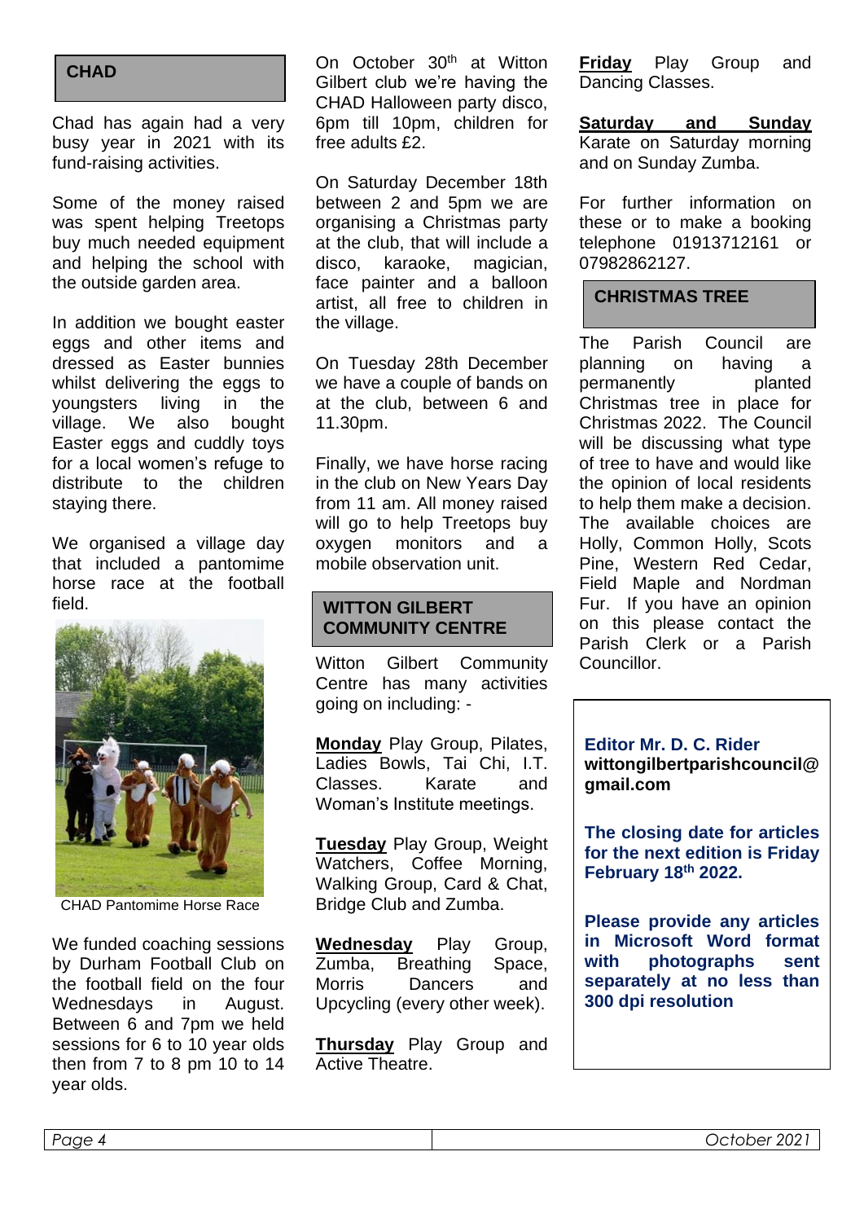## CHAD

Chad has again had a very busy year in 2021 with its fund-raising activities.

Some of the money raised was spent helping Treetops buy much needed equipment and helping the school with the outside garden area.

In addition we bought easter eggs and other items and dressed as Easter bunnies whilst delivering the eggs to youngsters living in the village. We also bought Easter eggs and cuddly toys for a local women's refuge to distribute to the children staying there.

We organised a village day that included a pantomime horse race at the football field.

CHAD Pantomime Horse Race

We funded coaching sessions by Durham Football Club on the football field on the four Wednesdays in August. Between 6 and 7pm we held sessions for 6 to 10 year olds then from 7 to 8 pm 10 to 14 year olds.

On October 30th at Witton Gilbert club we're having the CHAD Halloween party disco, 6pm till 10pm, children for free adults £2.

On Saturday December 18th between 2 and 5pm we are organising a Christmas party at the club, that will include a disco, karaoke, magician, face painter and a balloon artist, all free to children in the village.

On Tuesday 28th December we have a couple of bands on at the club, between 6 and 11.30pm.

Finally, we have horse racing in the club on New Years Day from 11 am. All money raised will go to help Treetops buy oxygen monitors and a mobile observation unit.

## WITTON GILBERT COMMUNITY CENTRE

Witton Gilbert Community Centre has many activities going on including: -

**Monday** Play Group, Pilates, Ladies Bowls, Tai Chi, I.T. Classes. Karate and Woman's Institute meetings.

**Tuesday** Play Group, Weight Watchers, Coffee Morning, Walking Group, Card & Chat, Bridge Club and Zumba.

**Wednesday** Play Group, Zumba, Breathing Space, Morris Dancers and Upcycling (every other week).

**Thursday** Play Group and Active Theatre.

**Friday** Play Group and Dancing Classes.

**Saturday and Sunday** Karate on Saturday morning and on Sunday Zumba.

For further information on these or to make a booking telephone 01913712161 or 07982862127.

## CHRISTMAS TREE

The Parish Council are planning on having a permanently planted Christmas tree in place for Christmas 2022. The Council will be discussing what type of tree to have and would like the opinion of local residents to help them make a decision. The available choices are Holly, Common Holly, Scots Pine, Western Red Cedar, Field Maple and Nordman Fur. If you have an opinion on this please contact the Parish Clerk or a Parish Councillor.

**Editor Mr. D. C. Rider**
**wittongilbertparishcouncil@gmail.com**

**The closing date for articles for the next edition is Friday February 18th 2022.**

**Please provide any articles in Microsoft Word format with photographs sent separately at no less than 300 dpi resolution**